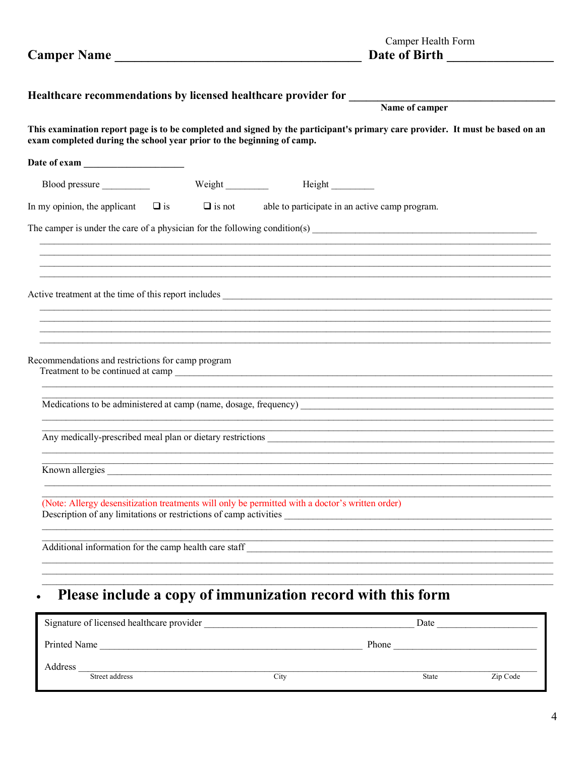Camper Health Form

**Camper Name ______________________________________ Date of Birth ________________**

**Healthcare recommendations by licensed healthcare provider for ___________________________________**
**Name of camper**

**This examination report page is to be completed and signed by the participant's primary care provider. It must be based on an exam completed during the school year prior to the beginning of camp.**

**Date of exam ____________________**

Blood pressure __________ Weight _________ Height _________

In my opinion, the applicant ☐ is ☐ is not able to participate in an active camp program.

The camper is under the care of a physician for the following condition(s) _______________________________________________

_______________________________________________________________________________________________

_______________________________________________________________________________________________

_______________________________________________________________________________________________

_______________________________________________________________________________________________

Active treatment at the time of this report includes _______________________________________________

_______________________________________________________________________________________________

_______________________________________________________________________________________________

_______________________________________________________________________________________________

_______________________________________________________________________________________________

Recommendations and restrictions for camp program

Treatment to be continued at camp _______________________________________________________________

_______________________________________________________________________________________________

_______________________________________________________________________________________________

Medications to be administered at camp (name, dosage, frequency) ____________________________________

_______________________________________________________________________________________________

_______________________________________________________________________________________________

Any medically-prescribed meal plan or dietary restrictions ___________________________________________

_______________________________________________________________________________________________

_______________________________________________________________________________________________

Known allergies ______________________________________________________________________________

_______________________________________________________________________________________________

_______________________________________________________________________________________________

(Note: Allergy desensitization treatments will only be permitted with a doctor's written order)

Description of any limitations or restrictions of camp activities _______________________________________

_______________________________________________________________________________________________

_______________________________________________________________________________________________

Additional information for the camp health care staff _______________________________________________

_______________________________________________________________________________________________

_______________________________________________________________________________________________

_______________________________________________________________________________________________

- **Please include a copy of immunization record with this form**

Signature of licensed healthcare provider ________________________________________ Date ____________________

Printed Name ____________________________________________________ Phone ____________________________

Address ________________________________________________________________________________________
Street address City State Zip Code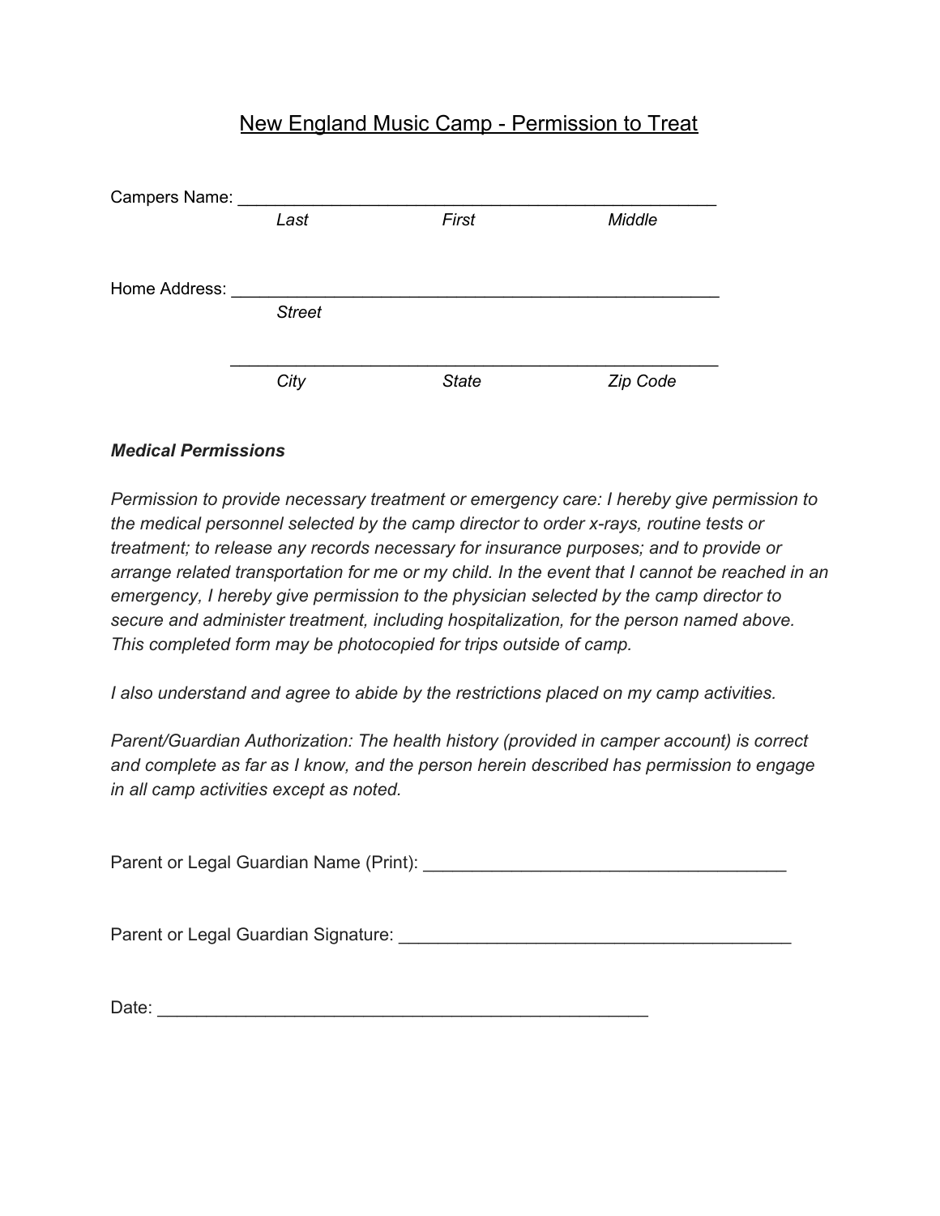# New England Music Camp - Permission to Treat

Campers Name: ______________________________________________________

*Last* *First* *Middle*

Home Address: ______________________________________________________

*Street*

______________________________________________________

*City* *State* *Zip Code*

***Medical Permissions***

*Permission to provide necessary treatment or emergency care: I hereby give permission to the medical personnel selected by the camp director to order x-rays, routine tests or treatment; to release any records necessary for insurance purposes; and to provide or arrange related transportation for me or my child. In the event that I cannot be reached in an emergency, I hereby give permission to the physician selected by the camp director to secure and administer treatment, including hospitalization, for the person named above. This completed form may be photocopied for trips outside of camp.*

*I also understand and agree to abide by the restrictions placed on my camp activities.*

*Parent/Guardian Authorization: The health history (provided in camper account) is correct and complete as far as I know, and the person herein described has permission to engage in all camp activities except as noted.*

Parent or Legal Guardian Name (Print): ______________________________________

Parent or Legal Guardian Signature: __________________________________________

Date: ______________________________________________________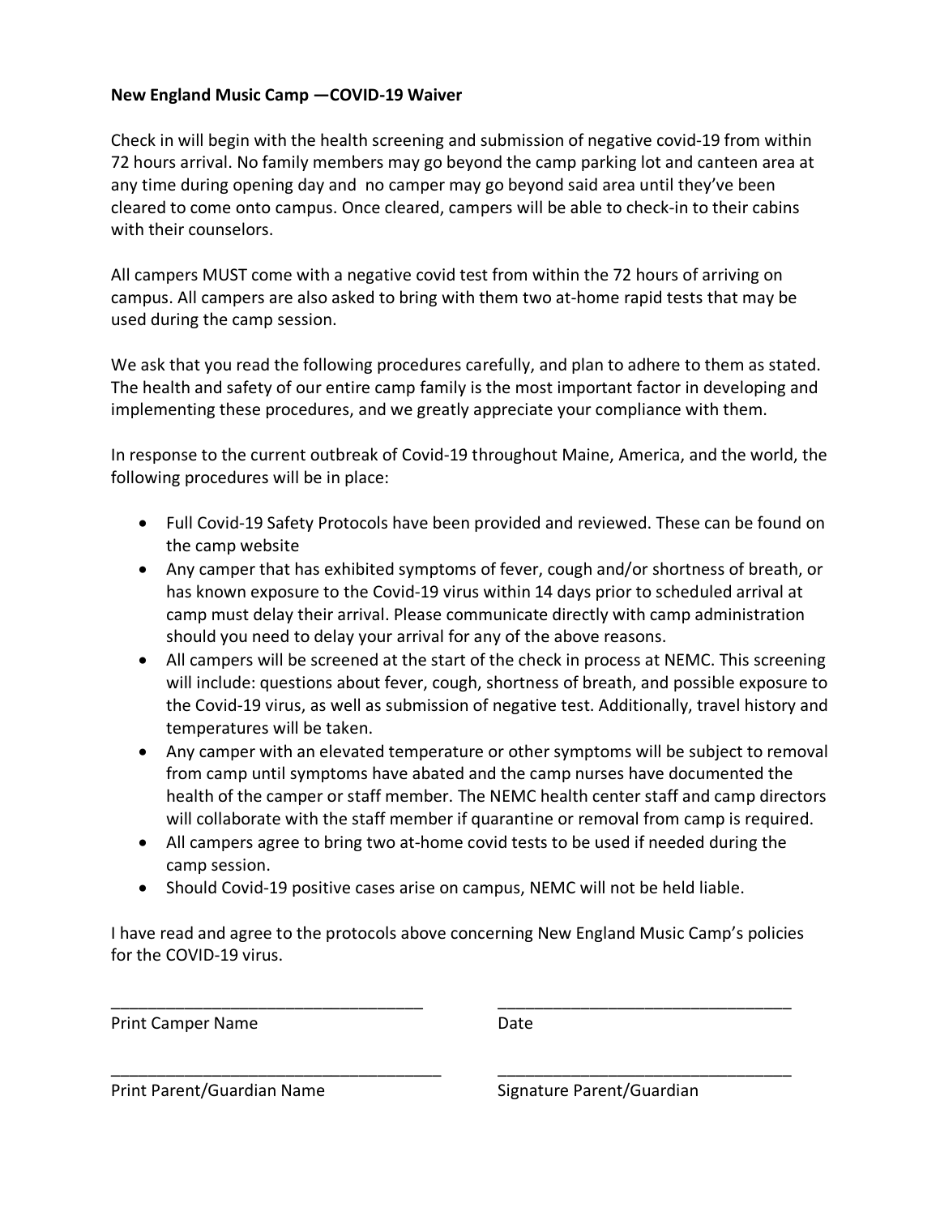**New England Music Camp —COVID-19 Waiver**

Check in will begin with the health screening and submission of negative covid-19 from within 72 hours arrival. No family members may go beyond the camp parking lot and canteen area at any time during opening day and no camper may go beyond said area until they've been cleared to come onto campus. Once cleared, campers will be able to check-in to their cabins with their counselors.

All campers MUST come with a negative covid test from within the 72 hours of arriving on campus. All campers are also asked to bring with them two at-home rapid tests that may be used during the camp session.

We ask that you read the following procedures carefully, and plan to adhere to them as stated. The health and safety of our entire camp family is the most important factor in developing and implementing these procedures, and we greatly appreciate your compliance with them.

In response to the current outbreak of Covid-19 throughout Maine, America, and the world, the following procedures will be in place:

- Full Covid-19 Safety Protocols have been provided and reviewed. These can be found on the camp website
- Any camper that has exhibited symptoms of fever, cough and/or shortness of breath, or has known exposure to the Covid-19 virus within 14 days prior to scheduled arrival at camp must delay their arrival. Please communicate directly with camp administration should you need to delay your arrival for any of the above reasons.
- All campers will be screened at the start of the check in process at NEMC. This screening will include: questions about fever, cough, shortness of breath, and possible exposure to the Covid-19 virus, as well as submission of negative test. Additionally, travel history and temperatures will be taken.
- Any camper with an elevated temperature or other symptoms will be subject to removal from camp until symptoms have abated and the camp nurses have documented the health of the camper or staff member. The NEMC health center staff and camp directors will collaborate with the staff member if quarantine or removal from camp is required.
- All campers agree to bring two at-home covid tests to be used if needed during the camp session.
- Should Covid-19 positive cases arise on campus, NEMC will not be held liable.

I have read and agree to the protocols above concerning New England Music Camp's policies for the COVID-19 virus.

___________________________________ Print Camper Name

___________________________________ Date

___________________________________ Print Parent/Guardian Name

___________________________________ Signature Parent/Guardian